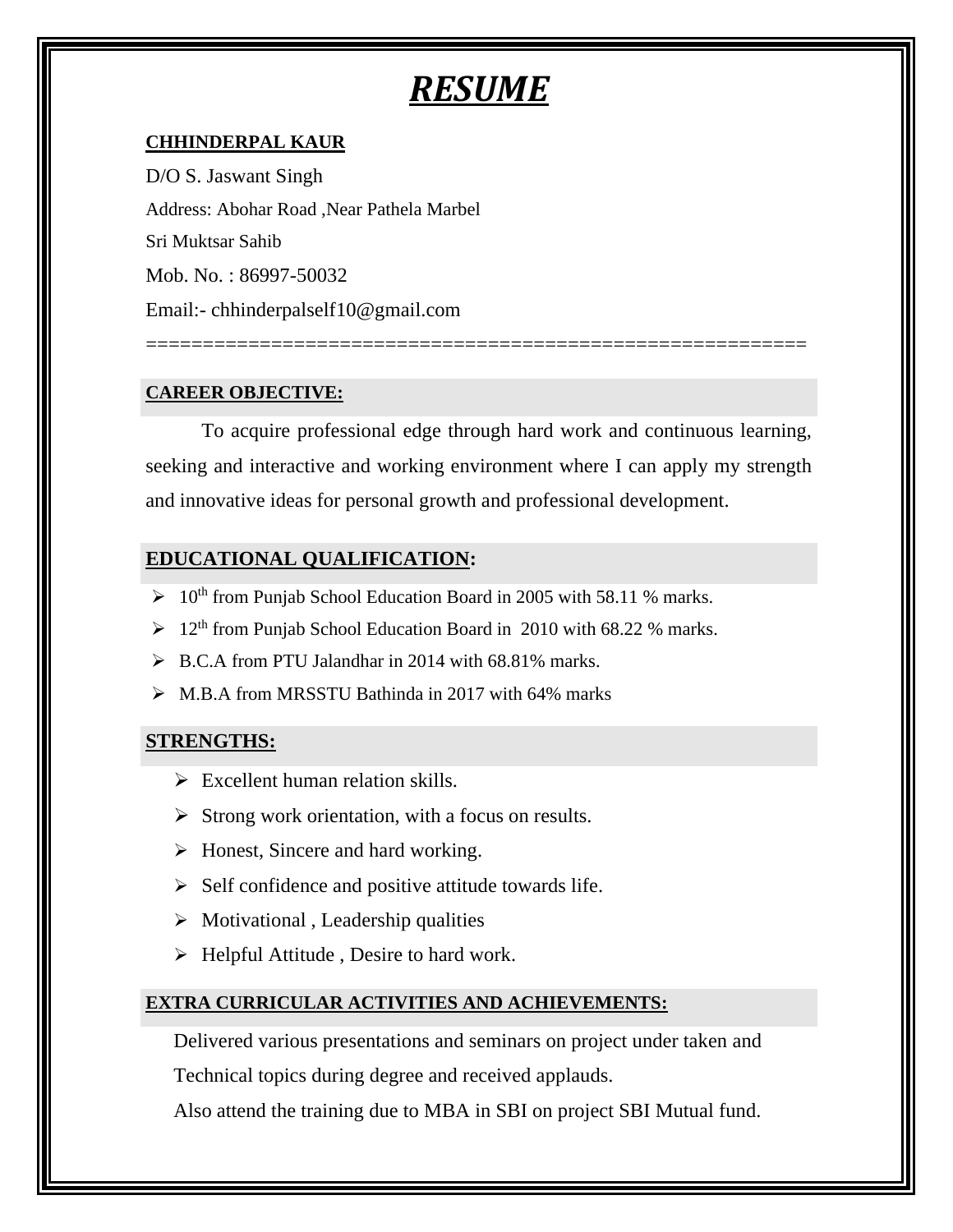# ***RESUME***

**CHHINDERPAL KAUR**

D/O S. Jaswant Singh

Address: Abohar Road ,Near Pathela Marbel

Sri Muktsar Sahib

Mob. No. : 86997-50032

Email:- chhinderpalself10@gmail.com

==========================================================

## CAREER OBJECTIVE:

To acquire professional edge through hard work and continuous learning, seeking and interactive and working environment where I can apply my strength and innovative ideas for personal growth and professional development.

## EDUCATIONAL QUALIFICATION:

- 10th from Punjab School Education Board in 2005 with 58.11 % marks.
- 12th from Punjab School Education Board in 2010 with 68.22 % marks.
- B.C.A from PTU Jalandhar in 2014 with 68.81% marks.
- M.B.A from MRSSTU Bathinda in 2017 with 64% marks

## STRENGTHS:

- Excellent human relation skills.
- Strong work orientation, with a focus on results.
- Honest, Sincere and hard working.
- Self confidence and positive attitude towards life.
- Motivational , Leadership qualities
- Helpful Attitude , Desire to hard work.

## EXTRA CURRICULAR ACTIVITIES AND ACHIEVEMENTS:

Delivered various presentations and seminars on project under taken and Technical topics during degree and received applauds.

Also attend the training due to MBA in SBI on project SBI Mutual fund.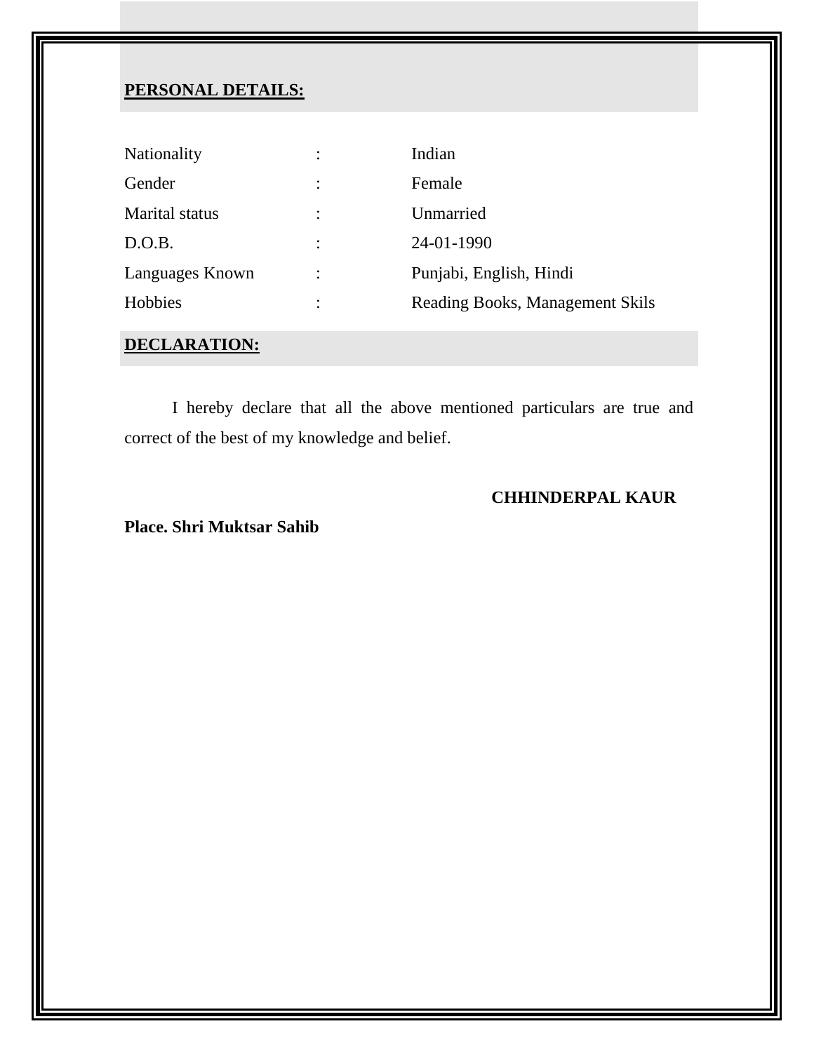## **PERSONAL DETAILS:**

| | | |
|---|---|---|
| Nationality | : | Indian |
| Gender | : | Female |
| Marital status | : | Unmarried |
| D.O.B. | : | 24-01-1990 |
| Languages Known | : | Punjabi, English, Hindi |
| Hobbies | : | Reading Books, Management Skils |

## **DECLARATION:**

I hereby declare that all the above mentioned particulars are true and correct of the best of my knowledge and belief.

**CHHINDERPAL KAUR**

**Place. Shri Muktsar Sahib**